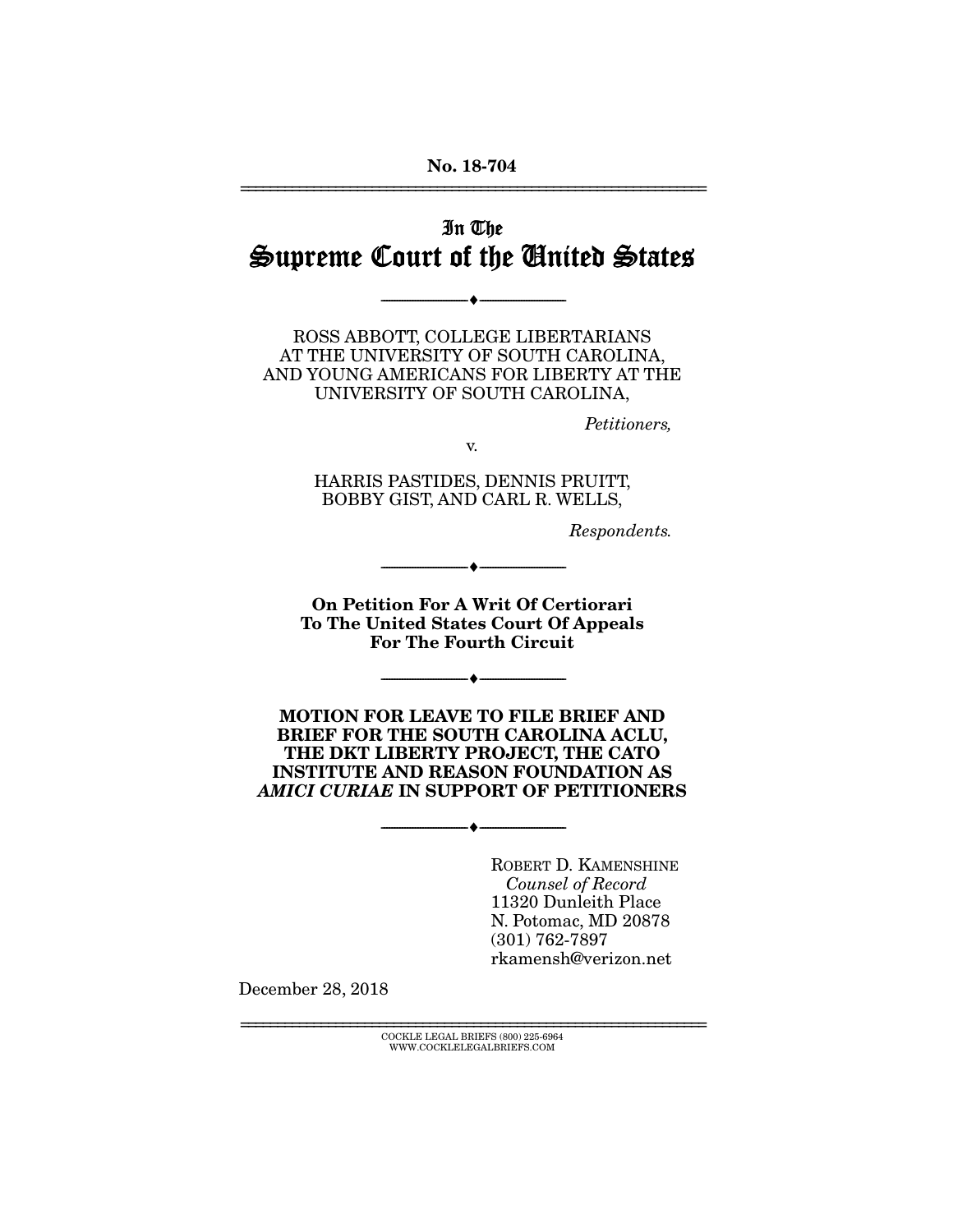No. 18-704

# In The
# Supreme Court of the United States

---

ROSS ABBOTT, COLLEGE LIBERTARIANS AT THE UNIVERSITY OF SOUTH CAROLINA, AND YOUNG AMERICANS FOR LIBERTY AT THE UNIVERSITY OF SOUTH CAROLINA,

*Petitioners,*

v.

HARRIS PASTIDES, DENNIS PRUITT, BOBBY GIST, AND CARL R. WELLS,

*Respondents.*

---

**On Petition For A Writ Of Certiorari To The United States Court Of Appeals For The Fourth Circuit**

---

**MOTION FOR LEAVE TO FILE BRIEF AND BRIEF FOR THE SOUTH CAROLINA ACLU, THE DKT LIBERTY PROJECT, THE CATO INSTITUTE AND REASON FOUNDATION AS *AMICI CURIAE* IN SUPPORT OF PETITIONERS**

---

ROBERT D. KAMENSHINE
*Counsel of Record*
11320 Dunleith Place
N. Potomac, MD 20878
(301) 762-7897
rkamensh@verizon.net

December 28, 2018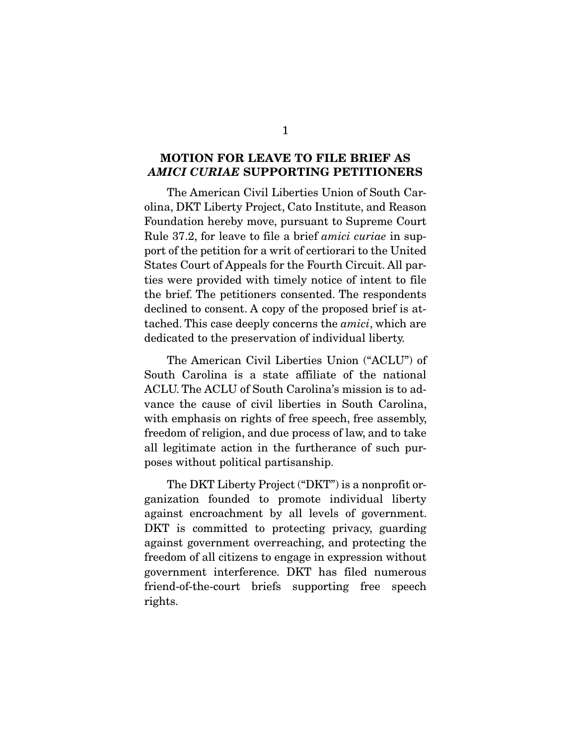## MOTION FOR LEAVE TO FILE BRIEF AS *AMICI CURIAE* SUPPORTING PETITIONERS

The American Civil Liberties Union of South Carolina, DKT Liberty Project, Cato Institute, and Reason Foundation hereby move, pursuant to Supreme Court Rule 37.2, for leave to file a brief *amici curiae* in support of the petition for a writ of certiorari to the United States Court of Appeals for the Fourth Circuit. All parties were provided with timely notice of intent to file the brief. The petitioners consented. The respondents declined to consent. A copy of the proposed brief is attached. This case deeply concerns the *amici*, which are dedicated to the preservation of individual liberty.

The American Civil Liberties Union ("ACLU") of South Carolina is a state affiliate of the national ACLU. The ACLU of South Carolina's mission is to advance the cause of civil liberties in South Carolina, with emphasis on rights of free speech, free assembly, freedom of religion, and due process of law, and to take all legitimate action in the furtherance of such purposes without political partisanship.

The DKT Liberty Project ("DKT") is a nonprofit organization founded to promote individual liberty against encroachment by all levels of government. DKT is committed to protecting privacy, guarding against government overreaching, and protecting the freedom of all citizens to engage in expression without government interference. DKT has filed numerous friend-of-the-court briefs supporting free speech rights.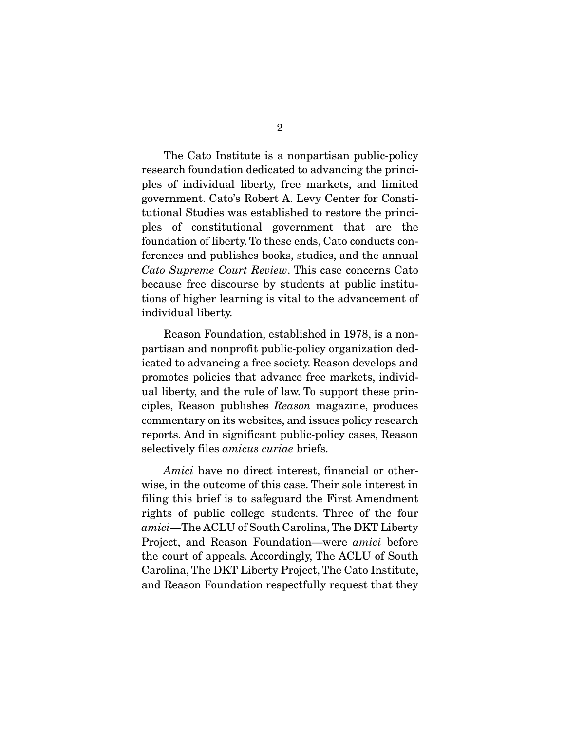The Cato Institute is a nonpartisan public-policy research foundation dedicated to advancing the principles of individual liberty, free markets, and limited government. Cato's Robert A. Levy Center for Constitutional Studies was established to restore the principles of constitutional government that are the foundation of liberty. To these ends, Cato conducts conferences and publishes books, studies, and the annual *Cato Supreme Court Review*. This case concerns Cato because free discourse by students at public institutions of higher learning is vital to the advancement of individual liberty.

Reason Foundation, established in 1978, is a nonpartisan and nonprofit public-policy organization dedicated to advancing a free society. Reason develops and promotes policies that advance free markets, individual liberty, and the rule of law. To support these principles, Reason publishes *Reason* magazine, produces commentary on its websites, and issues policy research reports. And in significant public-policy cases, Reason selectively files *amicus curiae* briefs.

*Amici* have no direct interest, financial or otherwise, in the outcome of this case. Their sole interest in filing this brief is to safeguard the First Amendment rights of public college students. Three of the four *amici*—The ACLU of South Carolina, The DKT Liberty Project, and Reason Foundation—were *amici* before the court of appeals. Accordingly, The ACLU of South Carolina, The DKT Liberty Project, The Cato Institute, and Reason Foundation respectfully request that they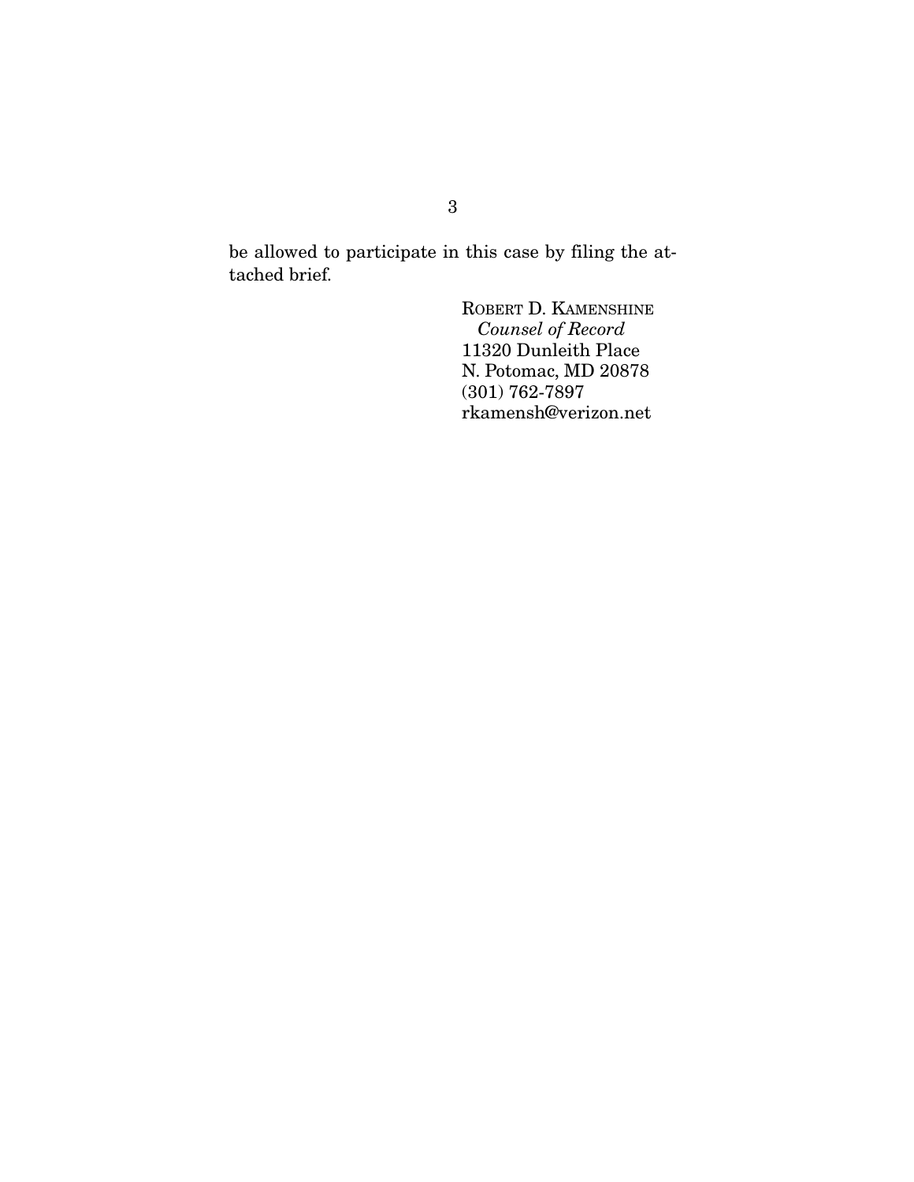be allowed to participate in this case by filing the attached brief.

ROBERT D. KAMENSHINE
*Counsel of Record*
11320 Dunleith Place
N. Potomac, MD 20878
(301) 762-7897
rkamensh@verizon.net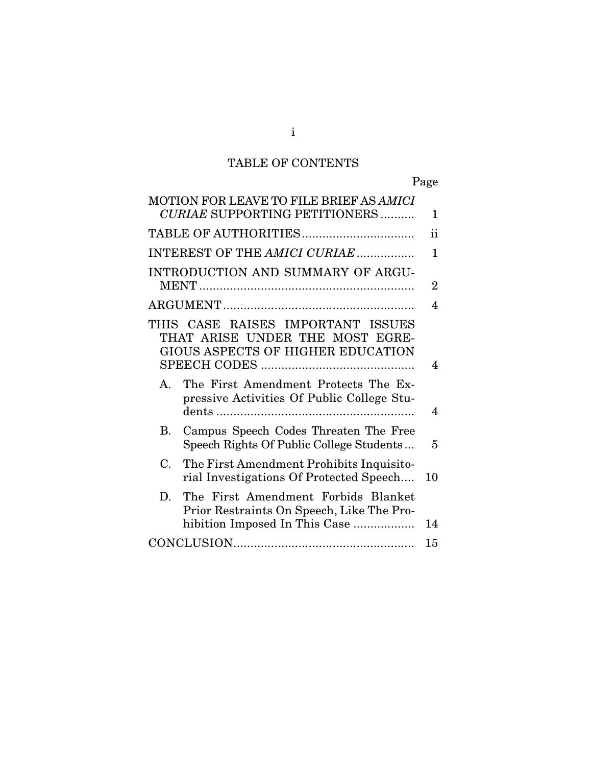# TABLE OF CONTENTS

| | Page |
|---|---|
| MOTION FOR LEAVE TO FILE BRIEF AS *AMICI CURIAE* SUPPORTING PETITIONERS | 1 |
| TABLE OF AUTHORITIES | ii |
| INTEREST OF THE *AMICI CURIAE* | 1 |
| INTRODUCTION AND SUMMARY OF ARGUMENT | 2 |
| ARGUMENT | 4 |
| THIS CASE RAISES IMPORTANT ISSUES THAT ARISE UNDER THE MOST EGREGIOUS ASPECTS OF HIGHER EDUCATION SPEECH CODES | 4 |
| A. The First Amendment Protects The Expressive Activities Of Public College Students | 4 |
| B. Campus Speech Codes Threaten The Free Speech Rights Of Public College Students | 5 |
| C. The First Amendment Prohibits Inquisitorial Investigations Of Protected Speech | 10 |
| D. The First Amendment Forbids Blanket Prior Restraints On Speech, Like The Prohibition Imposed In This Case | 14 |
| CONCLUSION | 15 |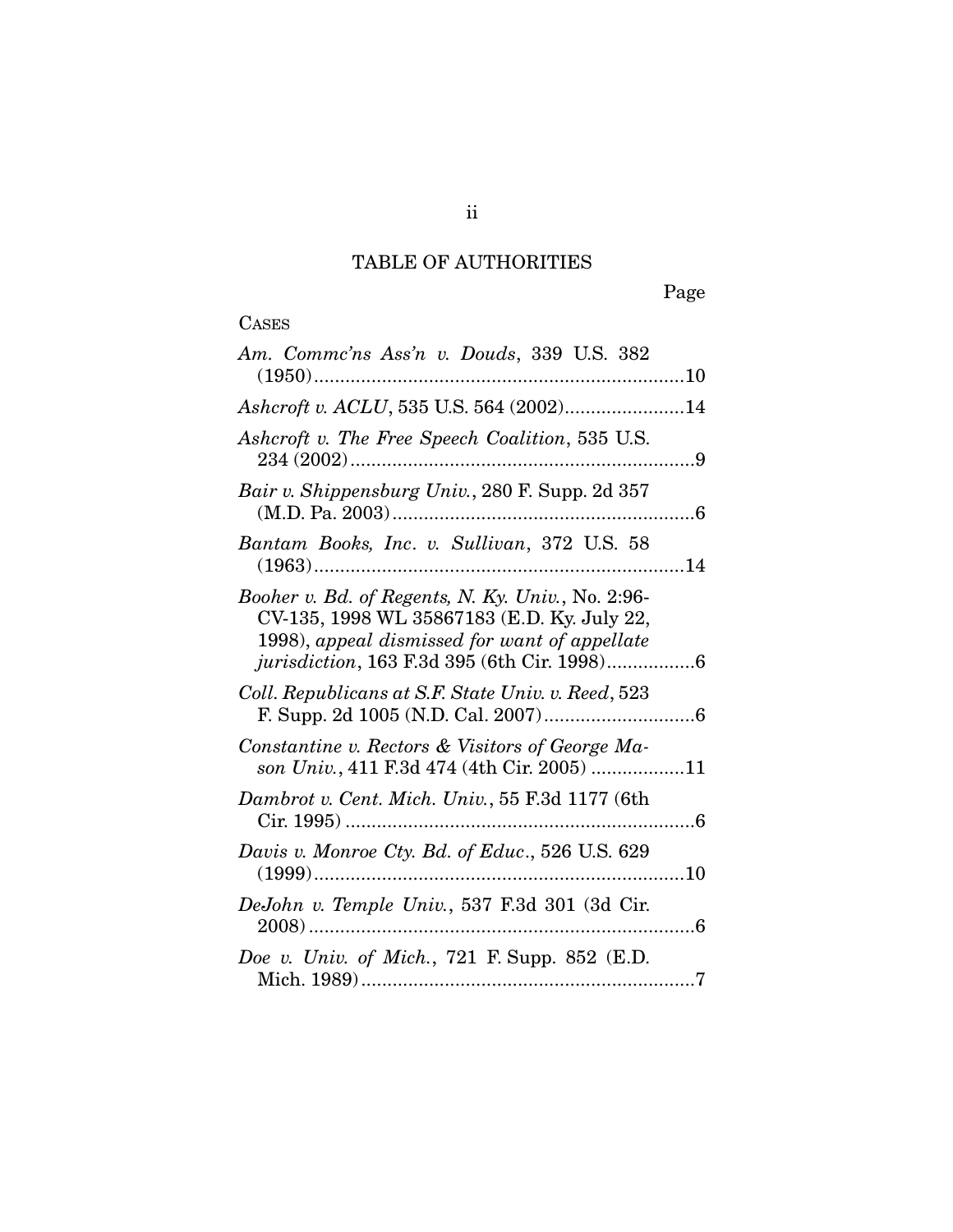# TABLE OF AUTHORITIES

Page

CASES

*Am. Commc'ns Ass'n v. Douds*, 339 U.S. 382 (1950).......................................................................10

*Ashcroft v. ACLU*, 535 U.S. 564 (2002).......................14

*Ashcroft v. The Free Speech Coalition*, 535 U.S. 234 (2002)..................................................................9

*Bair v. Shippensburg Univ.*, 280 F. Supp. 2d 357 (M.D. Pa. 2003)..........................................................6

*Bantam Books, Inc. v. Sullivan*, 372 U.S. 58 (1963).......................................................................14

*Booher v. Bd. of Regents, N. Ky. Univ.*, No. 2:96-CV-135, 1998 WL 35867183 (E.D. Ky. July 22, 1998), *appeal dismissed for want of appellate jurisdiction*, 163 F.3d 395 (6th Cir. 1998).................6

*Coll. Republicans at S.F. State Univ. v. Reed*, 523 F. Supp. 2d 1005 (N.D. Cal. 2007)............................6

*Constantine v. Rectors & Visitors of George Mason Univ.*, 411 F.3d 474 (4th Cir. 2005) .................11

*Dambrot v. Cent. Mich. Univ.*, 55 F.3d 1177 (6th Cir. 1995) ...................................................................6

*Davis v. Monroe Cty. Bd. of Educ.*, 526 U.S. 629 (1999).......................................................................10

*DeJohn v. Temple Univ.*, 537 F.3d 301 (3d Cir. 2008)..........................................................................6

*Doe v. Univ. of Mich.*, 721 F. Supp. 852 (E.D. Mich. 1989)................................................................7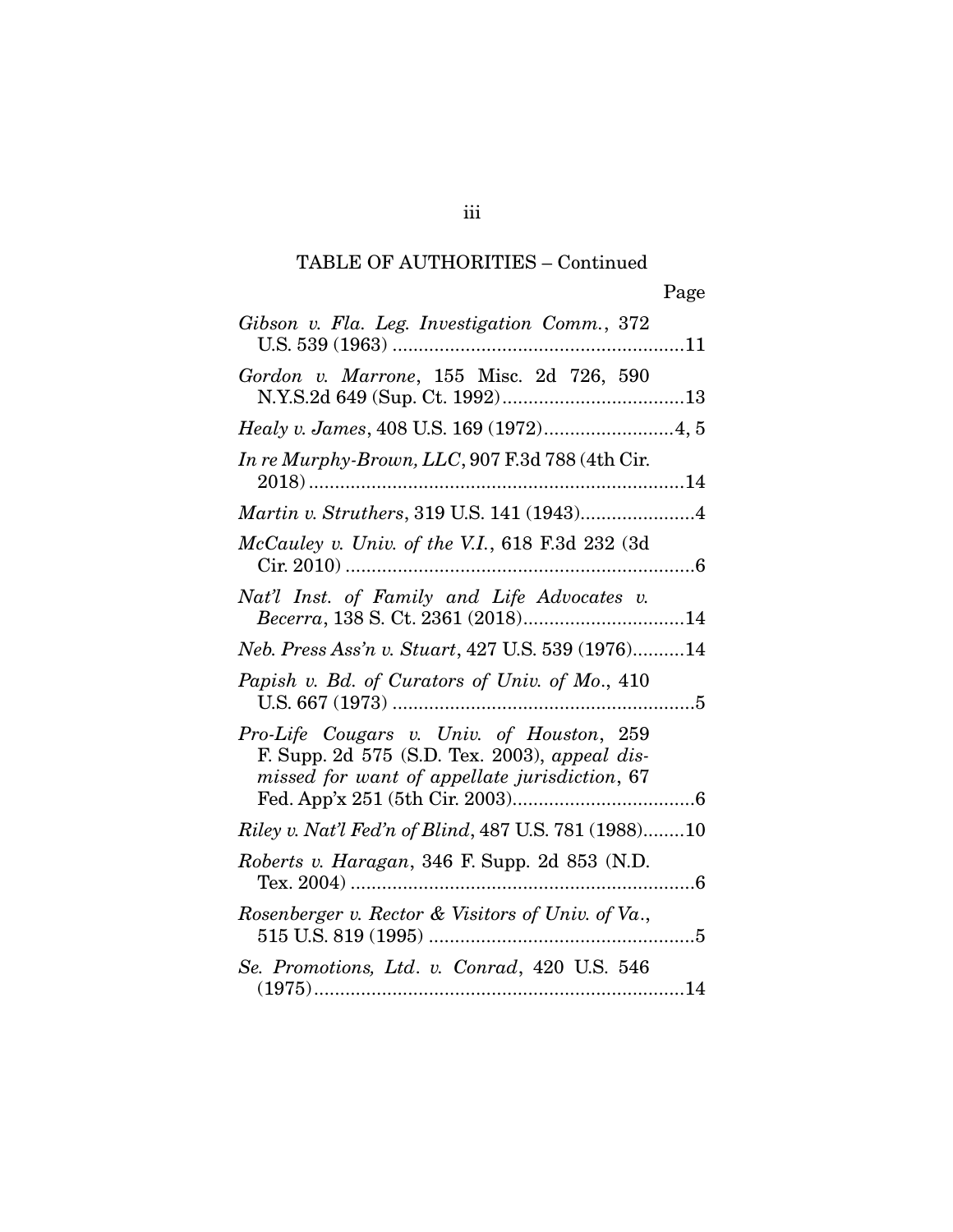TABLE OF AUTHORITIES – Continued

Page

*Gibson v. Fla. Leg. Investigation Comm.*, 372 U.S. 539 (1963) ........................................................11

*Gordon v. Marrone*, 155 Misc. 2d 726, 590 N.Y.S.2d 649 (Sup. Ct. 1992)....................................13

*Healy v. James*, 408 U.S. 169 (1972).........................4, 5

*In re Murphy-Brown, LLC*, 907 F.3d 788 (4th Cir. 2018)........................................................................14

*Martin v. Struthers*, 319 U.S. 141 (1943)......................4

*McCauley v. Univ. of the V.I.*, 618 F.3d 232 (3d Cir. 2010) ...................................................................6

*Nat'l Inst. of Family and Life Advocates v. Becerra*, 138 S. Ct. 2361 (2018)..............................14

*Neb. Press Ass'n v. Stuart*, 427 U.S. 539 (1976)..........14

*Papish v. Bd. of Curators of Univ. of Mo.*, 410 U.S. 667 (1973) ..........................................................5

*Pro-Life Cougars v. Univ. of Houston*, 259 F. Supp. 2d 575 (S.D. Tex. 2003), *appeal dismissed for want of appellate jurisdiction*, 67 Fed. App'x 251 (5th Cir. 2003)...................................6

*Riley v. Nat'l Fed'n of Blind*, 487 U.S. 781 (1988)........10

*Roberts v. Haragan*, 346 F. Supp. 2d 853 (N.D. Tex. 2004) ..................................................................6

*Rosenberger v. Rector & Visitors of Univ. of Va.*, 515 U.S. 819 (1995) ...................................................5

*Se. Promotions, Ltd. v. Conrad*, 420 U.S. 546 (1975)......................................................................14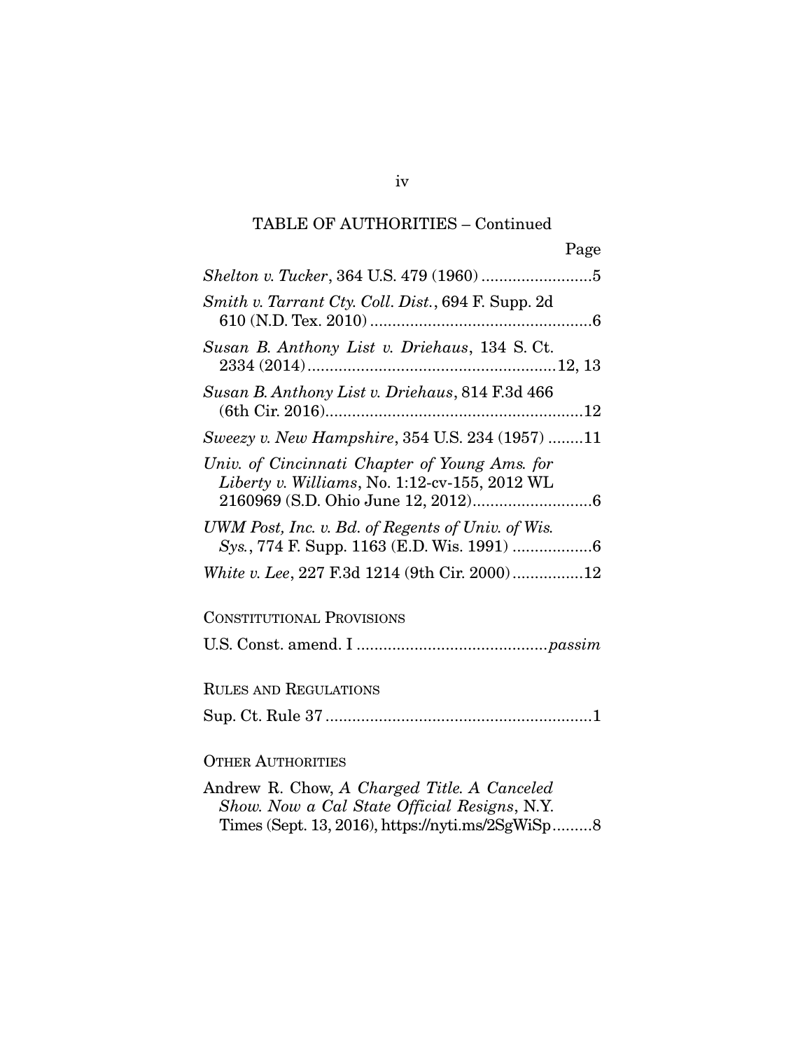TABLE OF AUTHORITIES – Continued

Page

*Shelton v. Tucker*, 364 U.S. 479 (1960) .........................5

*Smith v. Tarrant Cty. Coll. Dist.*, 694 F. Supp. 2d 610 (N.D. Tex. 2010) ..................................................6

*Susan B. Anthony List v. Driehaus*, 134 S. Ct. 2334 (2014).......................................................12, 13

*Susan B. Anthony List v. Driehaus*, 814 F.3d 466 (6th Cir. 2016)..........................................................12

*Sweezy v. New Hampshire*, 354 U.S. 234 (1957) ........11

*Univ. of Cincinnati Chapter of Young Ams. for Liberty v. Williams*, No. 1:12-cv-155, 2012 WL 2160969 (S.D. Ohio June 12, 2012)..........................6

*UWM Post, Inc. v. Bd. of Regents of Univ. of Wis. Sys.*, 774 F. Supp. 1163 (E.D. Wis. 1991) ..................6

*White v. Lee*, 227 F.3d 1214 (9th Cir. 2000)................12

CONSTITUTIONAL PROVISIONS

U.S. Const. amend. I ..........................................*passim*

RULES AND REGULATIONS

Sup. Ct. Rule 37 ...........................................................1

OTHER AUTHORITIES

Andrew R. Chow, *A Charged Title. A Canceled Show. Now a Cal State Official Resigns*, N.Y. Times (Sept. 13, 2016), https://nyti.ms/2SgWiSp.........8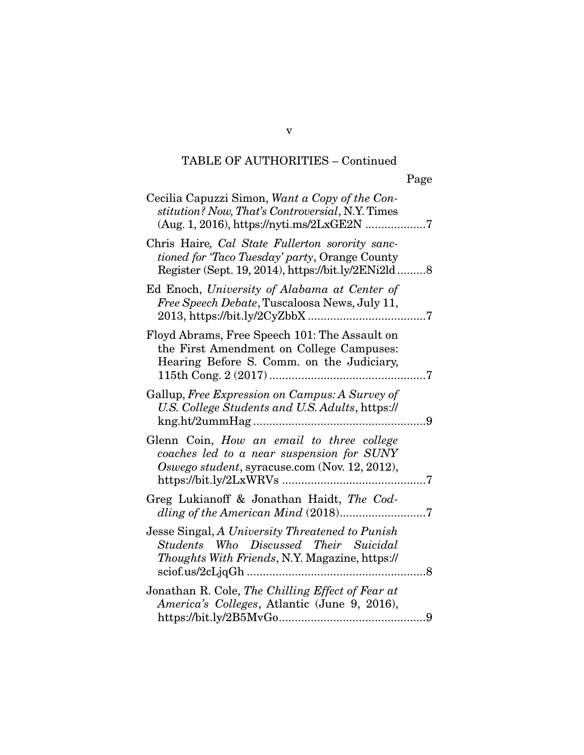TABLE OF AUTHORITIES – Continued

Page

Cecilia Capuzzi Simon, *Want a Copy of the Constitution? Now, That's Controversial*, N.Y. Times (Aug. 1, 2016), https://nyti.ms/2LxGE2N ..................7

Chris Haire*, Cal State Fullerton sorority sanctioned for 'Taco Tuesday' party*, Orange County Register (Sept. 19, 2014), https://bit.ly/2ENi2ld .........8

Ed Enoch, *University of Alabama at Center of Free Speech Debate*, Tuscaloosa News, July 11, 2013, https://bit.ly/2CyZbbX ....................................7

Floyd Abrams, Free Speech 101: The Assault on the First Amendment on College Campuses: Hearing Before S. Comm. on the Judiciary, 115th Cong. 2 (2017) ................................................7

Gallup, *Free Expression on Campus: A Survey of U.S. College Students and U.S. Adults*, https://kng.ht/2ummHag ......................................................9

Glenn Coin, *How an email to three college coaches led to a near suspension for SUNY Oswego student*, syracuse.com (Nov. 12, 2012), https://bit.ly/2LxWRVs .............................................7

Greg Lukianoff & Jonathan Haidt, *The Coddling of the American Mind* (2018)...........................7

Jesse Singal, *A University Threatened to Punish Students Who Discussed Their Suicidal Thoughts With Friends*, N.Y. Magazine, https://sciof.us/2cLjqGh ........................................................8

Jonathan R. Cole, *The Chilling Effect of Fear at America's Colleges*, Atlantic (June 9, 2016), https://bit.ly/2B5MvGo..............................................9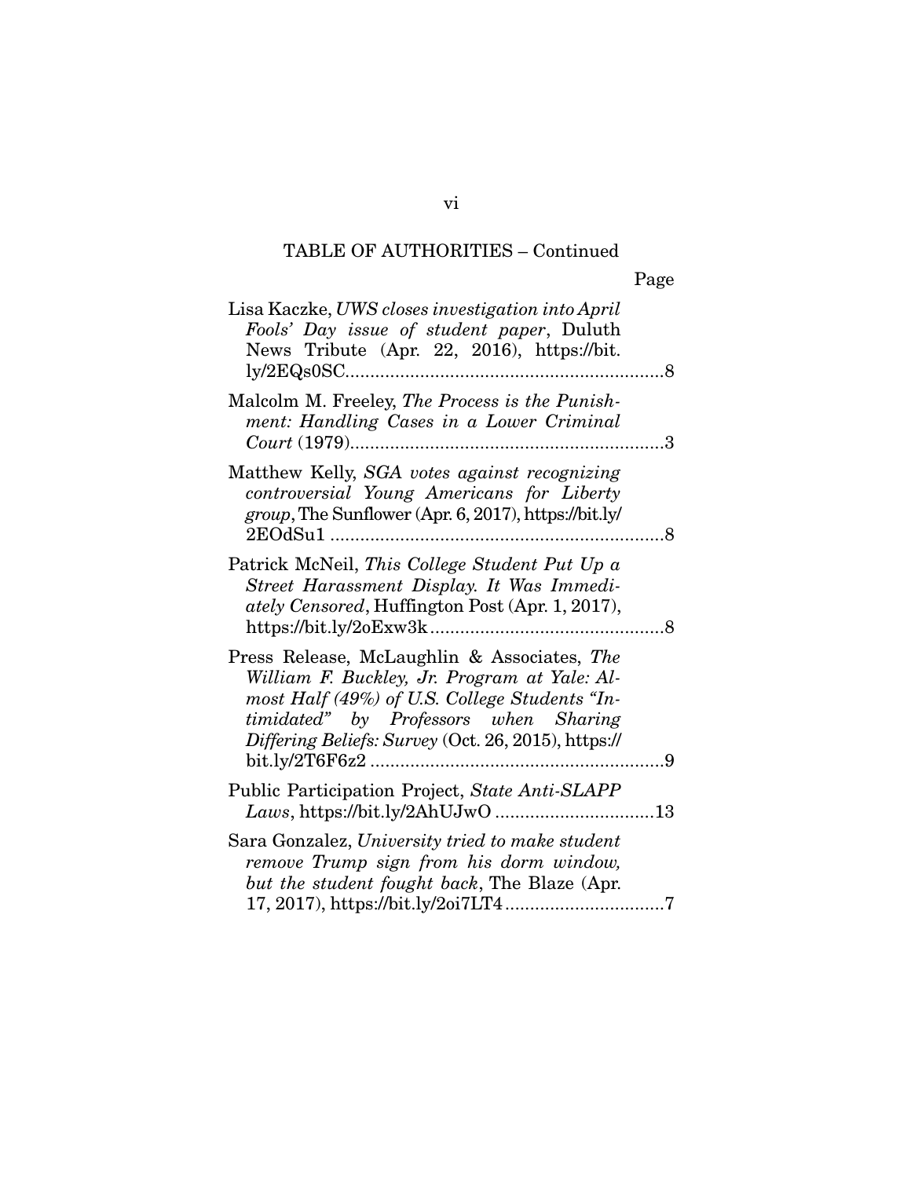TABLE OF AUTHORITIES – Continued

Page

Lisa Kaczke, *UWS closes investigation into April Fools' Day issue of student paper*, Duluth News Tribute (Apr. 22, 2016), https://bit.ly/2EQs0SC ........................................................... 8

Malcolm M. Freeley, *The Process is the Punishment: Handling Cases in a Lower Criminal Court* (1979) ........................................................... 3

Matthew Kelly, *SGA votes against recognizing controversial Young Americans for Liberty group*, The Sunflower (Apr. 6, 2017), https://bit.ly/2EOdSu1 ........................................................... 8

Patrick McNeil, *This College Student Put Up a Street Harassment Display. It Was Immediately Censored*, Huffington Post (Apr. 1, 2017), https://bit.ly/2oExw3k ........................................................... 8

Press Release, McLaughlin & Associates, *The William F. Buckley, Jr. Program at Yale: Almost Half (49%) of U.S. College Students "Intimidated" by Professors when Sharing Differing Beliefs: Survey* (Oct. 26, 2015), https://bit.ly/2T6F6z2 ........................................................... 9

Public Participation Project, *State Anti-SLAPP Laws*, https://bit.ly/2AhUJwO ................................ 13

Sara Gonzalez, *University tried to make student remove Trump sign from his dorm window, but the student fought back*, The Blaze (Apr. 17, 2017), https://bit.ly/2oi7LT4 ................................ 7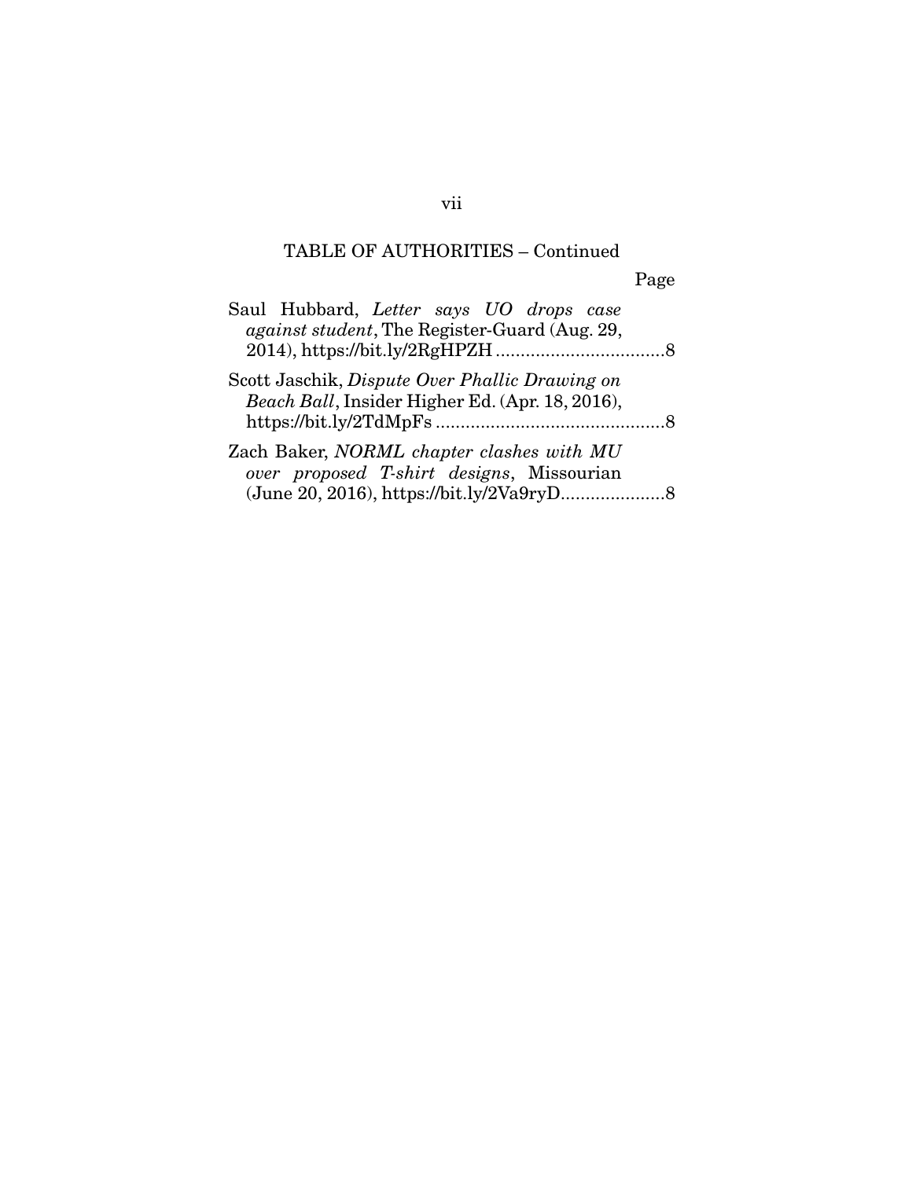TABLE OF AUTHORITIES – Continued

Page

Saul Hubbard, *Letter says UO drops case against student*, The Register-Guard (Aug. 29, 2014), https://bit.ly/2RgHPZH ..................................8

Scott Jaschik, *Dispute Over Phallic Drawing on Beach Ball*, Insider Higher Ed. (Apr. 18, 2016), https://bit.ly/2TdMpFs ..............................................8

Zach Baker, *NORML chapter clashes with MU over proposed T-shirt designs*, Missourian (June 20, 2016), https://bit.ly/2Va9ryD.....................8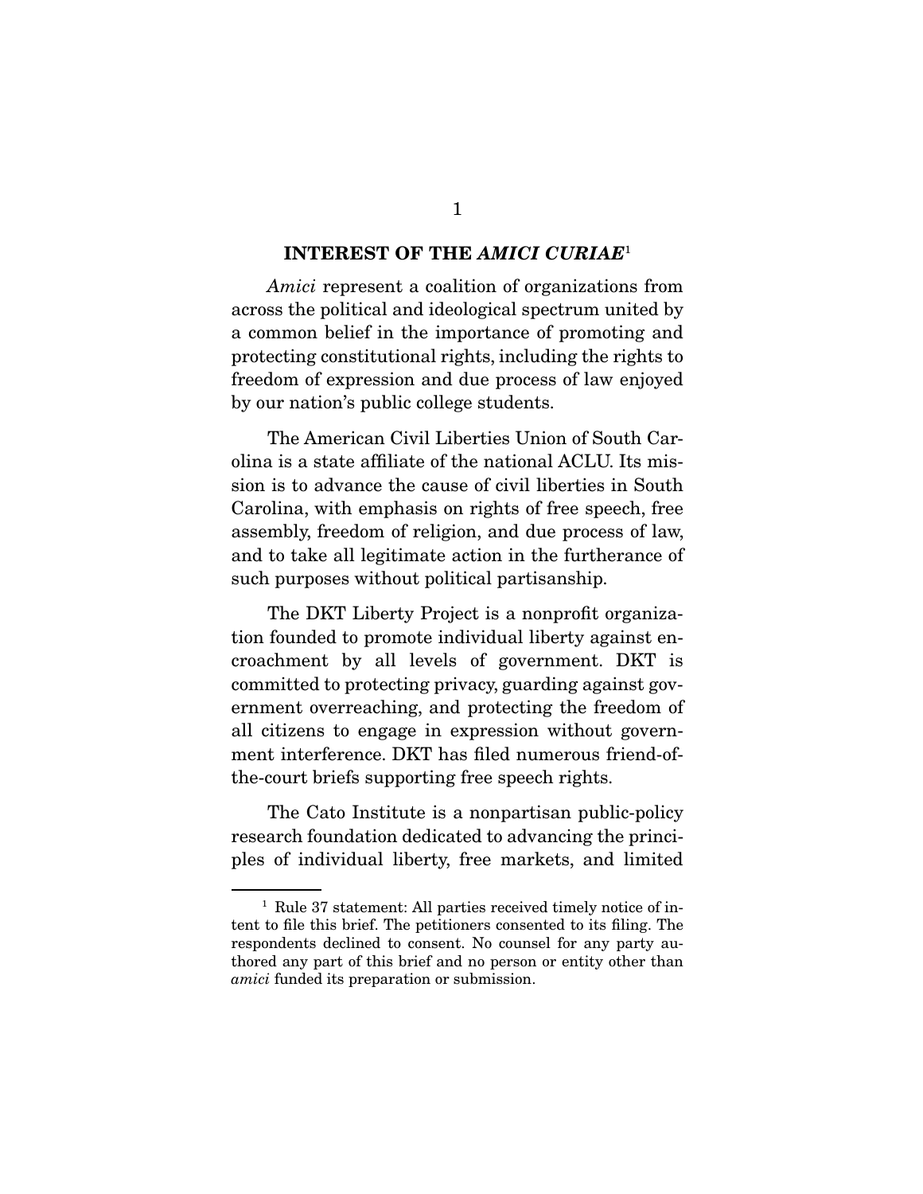## INTEREST OF THE *AMICI CURIAE*[1]

*Amici* represent a coalition of organizations from across the political and ideological spectrum united by a common belief in the importance of promoting and protecting constitutional rights, including the rights to freedom of expression and due process of law enjoyed by our nation's public college students.

The American Civil Liberties Union of South Carolina is a state affiliate of the national ACLU. Its mission is to advance the cause of civil liberties in South Carolina, with emphasis on rights of free speech, free assembly, freedom of religion, and due process of law, and to take all legitimate action in the furtherance of such purposes without political partisanship.

The DKT Liberty Project is a nonprofit organization founded to promote individual liberty against encroachment by all levels of government. DKT is committed to protecting privacy, guarding against government overreaching, and protecting the freedom of all citizens to engage in expression without government interference. DKT has filed numerous friend-of-the-court briefs supporting free speech rights.

The Cato Institute is a nonpartisan public-policy research foundation dedicated to advancing the principles of individual liberty, free markets, and limited

---

[1] Rule 37 statement: All parties received timely notice of intent to file this brief. The petitioners consented to its filing. The respondents declined to consent. No counsel for any party authored any part of this brief and no person or entity other than *amici* funded its preparation or submission.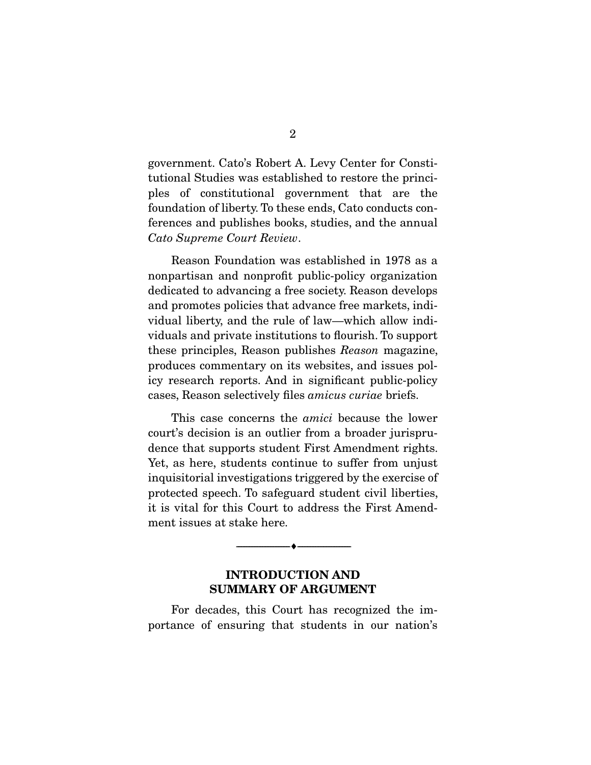government. Cato's Robert A. Levy Center for Constitutional Studies was established to restore the principles of constitutional government that are the foundation of liberty. To these ends, Cato conducts conferences and publishes books, studies, and the annual *Cato Supreme Court Review*.

Reason Foundation was established in 1978 as a nonpartisan and nonprofit public-policy organization dedicated to advancing a free society. Reason develops and promotes policies that advance free markets, individual liberty, and the rule of law—which allow individuals and private institutions to flourish. To support these principles, Reason publishes *Reason* magazine, produces commentary on its websites, and issues policy research reports. And in significant public-policy cases, Reason selectively files *amicus curiae* briefs.

This case concerns the *amici* because the lower court's decision is an outlier from a broader jurisprudence that supports student First Amendment rights. Yet, as here, students continue to suffer from unjust inquisitorial investigations triggered by the exercise of protected speech. To safeguard student civil liberties, it is vital for this Court to address the First Amendment issues at stake here.

---

## INTRODUCTION AND SUMMARY OF ARGUMENT

For decades, this Court has recognized the importance of ensuring that students in our nation's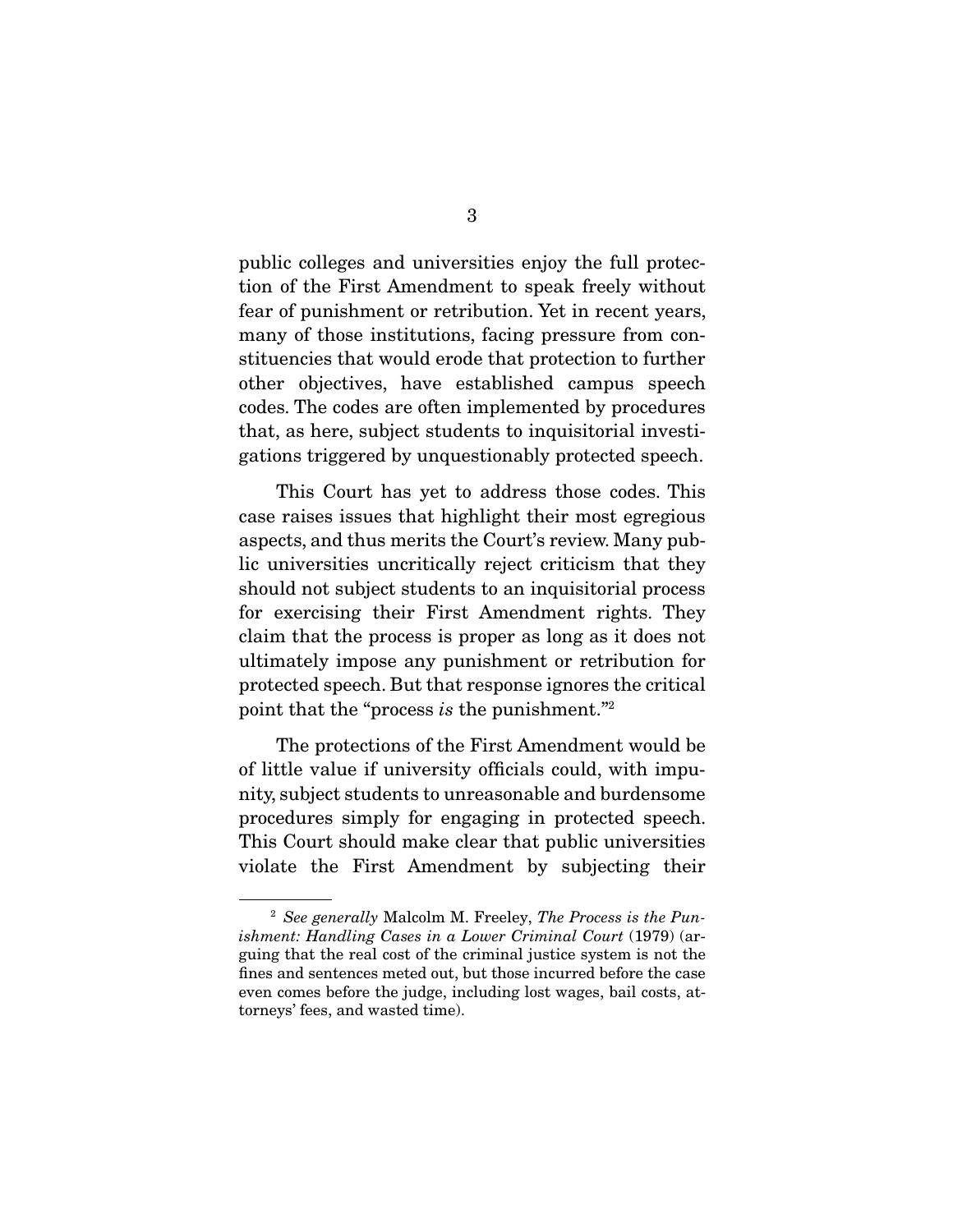public colleges and universities enjoy the full protection of the First Amendment to speak freely without fear of punishment or retribution. Yet in recent years, many of those institutions, facing pressure from constituencies that would erode that protection to further other objectives, have established campus speech codes. The codes are often implemented by procedures that, as here, subject students to inquisitorial investigations triggered by unquestionably protected speech.

This Court has yet to address those codes. This case raises issues that highlight their most egregious aspects, and thus merits the Court's review. Many public universities uncritically reject criticism that they should not subject students to an inquisitorial process for exercising their First Amendment rights. They claim that the process is proper as long as it does not ultimately impose any punishment or retribution for protected speech. But that response ignores the critical point that the "process *is* the punishment."[2]

The protections of the First Amendment would be of little value if university officials could, with impunity, subject students to unreasonable and burdensome procedures simply for engaging in protected speech. This Court should make clear that public universities violate the First Amendment by subjecting their

---

[2] *See generally* Malcolm M. Freeley, *The Process is the Punishment: Handling Cases in a Lower Criminal Court* (1979) (arguing that the real cost of the criminal justice system is not the fines and sentences meted out, but those incurred before the case even comes before the judge, including lost wages, bail costs, attorneys' fees, and wasted time).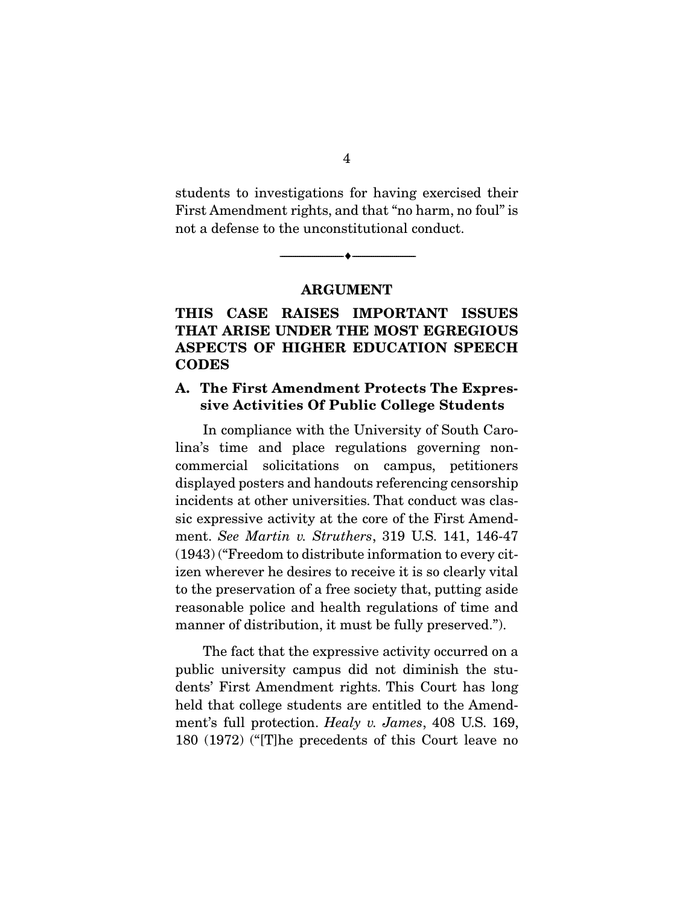students to investigations for having exercised their First Amendment rights, and that "no harm, no foul" is not a defense to the unconstitutional conduct.

---

## ARGUMENT

## THIS CASE RAISES IMPORTANT ISSUES THAT ARISE UNDER THE MOST EGREGIOUS ASPECTS OF HIGHER EDUCATION SPEECH CODES

### A. The First Amendment Protects The Expressive Activities Of Public College Students

In compliance with the University of South Carolina's time and place regulations governing non-commercial solicitations on campus, petitioners displayed posters and handouts referencing censorship incidents at other universities. That conduct was classic expressive activity at the core of the First Amendment. *See Martin v. Struthers*, 319 U.S. 141, 146-47 (1943) ("Freedom to distribute information to every citizen wherever he desires to receive it is so clearly vital to the preservation of a free society that, putting aside reasonable police and health regulations of time and manner of distribution, it must be fully preserved.").

The fact that the expressive activity occurred on a public university campus did not diminish the students' First Amendment rights. This Court has long held that college students are entitled to the Amendment's full protection. *Healy v. James*, 408 U.S. 169, 180 (1972) ("[T]he precedents of this Court leave no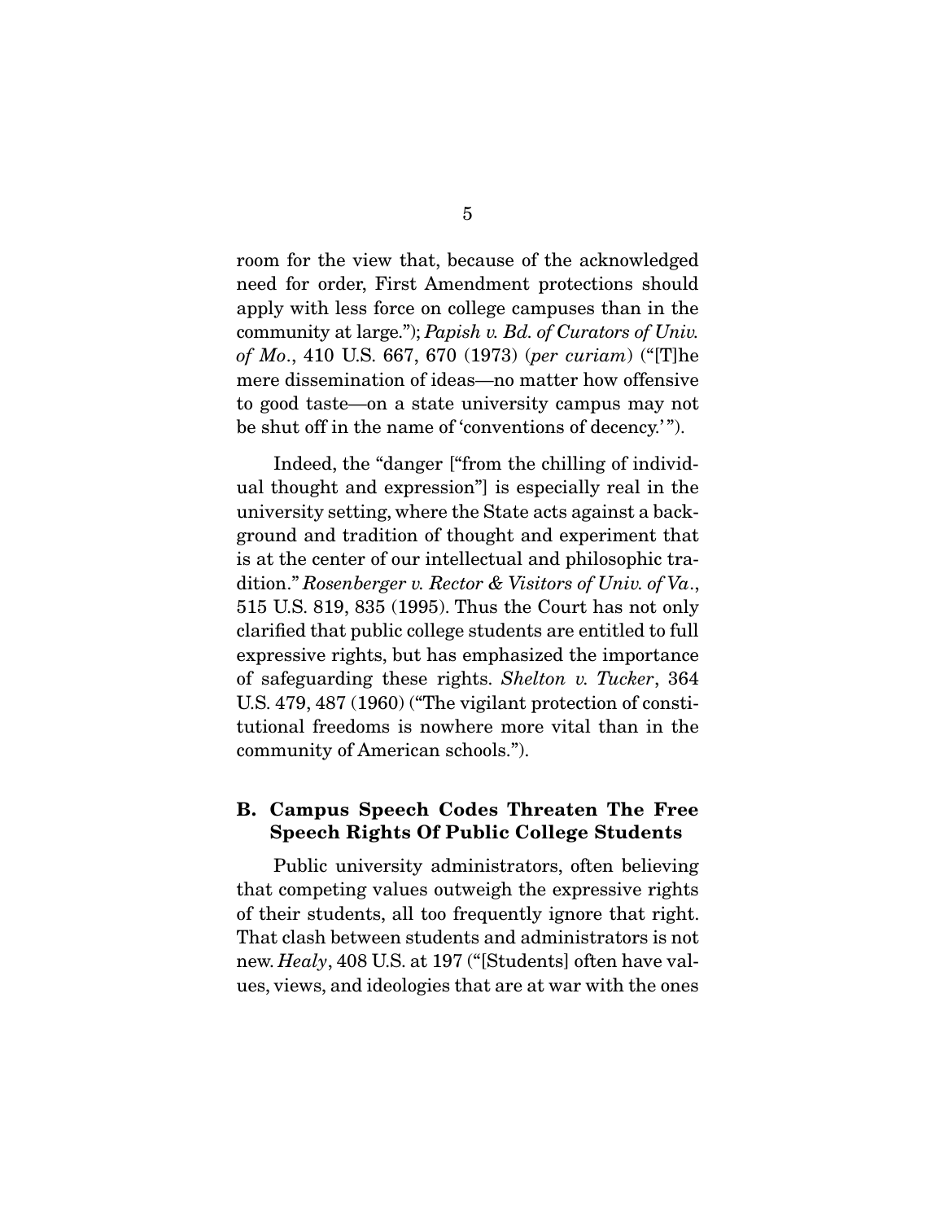room for the view that, because of the acknowledged need for order, First Amendment protections should apply with less force on college campuses than in the community at large."); *Papish v. Bd. of Curators of Univ. of Mo.*, 410 U.S. 667, 670 (1973) (*per curiam*) ("[T]he mere dissemination of ideas—no matter how offensive to good taste—on a state university campus may not be shut off in the name of 'conventions of decency.'").

Indeed, the "danger ["from the chilling of individual thought and expression"] is especially real in the university setting, where the State acts against a background and tradition of thought and experiment that is at the center of our intellectual and philosophic tradition." *Rosenberger v. Rector & Visitors of Univ. of Va.*, 515 U.S. 819, 835 (1995). Thus the Court has not only clarified that public college students are entitled to full expressive rights, but has emphasized the importance of safeguarding these rights. *Shelton v. Tucker*, 364 U.S. 479, 487 (1960) ("The vigilant protection of constitutional freedoms is nowhere more vital than in the community of American schools.").

### B. Campus Speech Codes Threaten The Free Speech Rights Of Public College Students

Public university administrators, often believing that competing values outweigh the expressive rights of their students, all too frequently ignore that right. That clash between students and administrators is not new. *Healy*, 408 U.S. at 197 ("[Students] often have values, views, and ideologies that are at war with the ones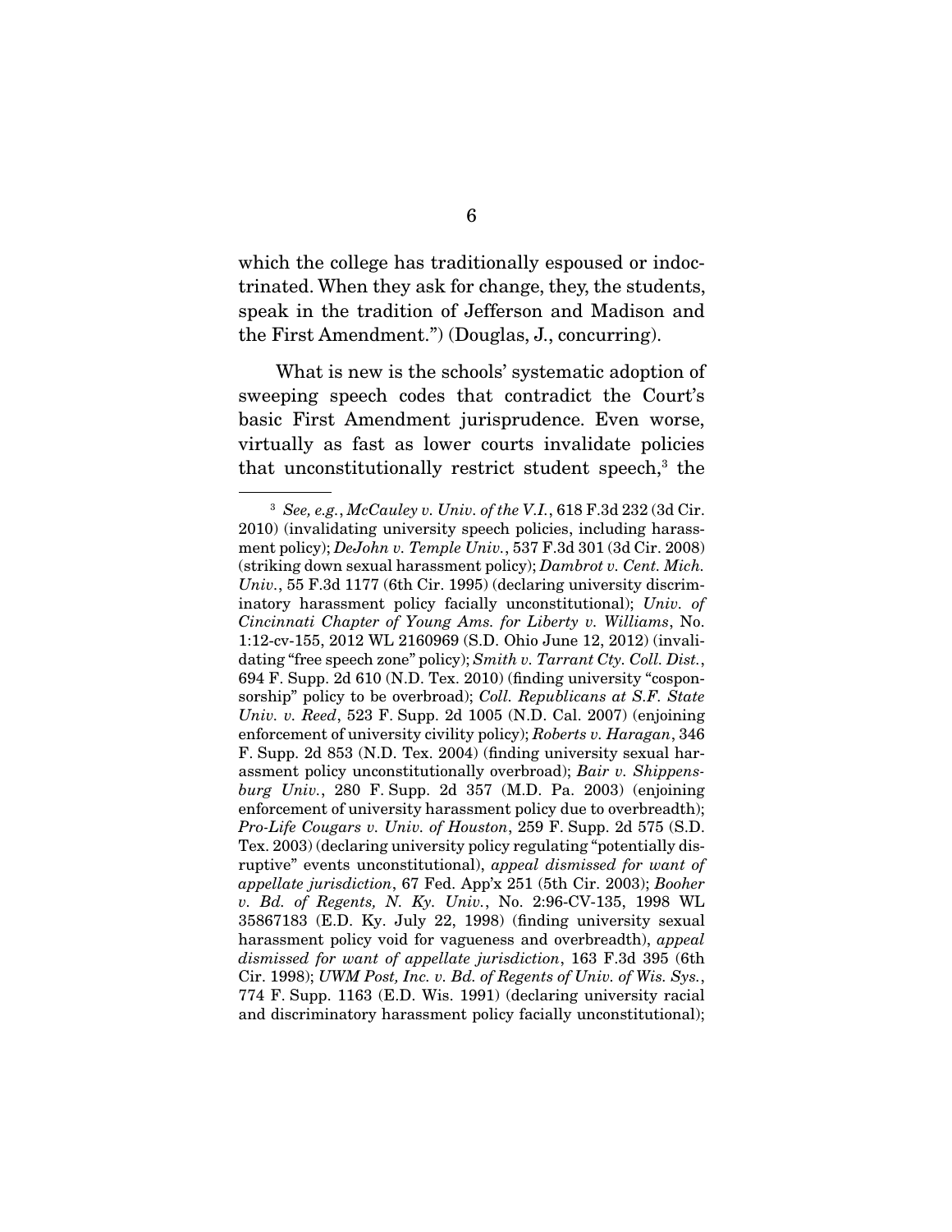which the college has traditionally espoused or indoctrinated. When they ask for change, they, the students, speak in the tradition of Jefferson and Madison and the First Amendment.") (Douglas, J., concurring).

What is new is the schools' systematic adoption of sweeping speech codes that contradict the Court's basic First Amendment jurisprudence. Even worse, virtually as fast as lower courts invalidate policies that unconstitutionally restrict student speech,[3] the

---

[3] *See, e.g.*, *McCauley v. Univ. of the V.I.*, 618 F.3d 232 (3d Cir. 2010) (invalidating university speech policies, including harassment policy); *DeJohn v. Temple Univ.*, 537 F.3d 301 (3d Cir. 2008) (striking down sexual harassment policy); *Dambrot v. Cent. Mich. Univ.*, 55 F.3d 1177 (6th Cir. 1995) (declaring university discriminatory harassment policy facially unconstitutional); *Univ. of Cincinnati Chapter of Young Ams. for Liberty v. Williams*, No. 1:12-cv-155, 2012 WL 2160969 (S.D. Ohio June 12, 2012) (invalidating "free speech zone" policy); *Smith v. Tarrant Cty. Coll. Dist.*, 694 F. Supp. 2d 610 (N.D. Tex. 2010) (finding university "cosponsorship" policy to be overbroad); *Coll. Republicans at S.F. State Univ. v. Reed*, 523 F. Supp. 2d 1005 (N.D. Cal. 2007) (enjoining enforcement of university civility policy); *Roberts v. Haragan*, 346 F. Supp. 2d 853 (N.D. Tex. 2004) (finding university sexual harassment policy unconstitutionally overbroad); *Bair v. Shippensburg Univ.*, 280 F. Supp. 2d 357 (M.D. Pa. 2003) (enjoining enforcement of university harassment policy due to overbreadth); *Pro-Life Cougars v. Univ. of Houston*, 259 F. Supp. 2d 575 (S.D. Tex. 2003) (declaring university policy regulating "potentially disruptive" events unconstitutional), *appeal dismissed for want of appellate jurisdiction*, 67 Fed. App'x 251 (5th Cir. 2003); *Booher v. Bd. of Regents, N. Ky. Univ.*, No. 2:96-CV-135, 1998 WL 35867183 (E.D. Ky. July 22, 1998) (finding university sexual harassment policy void for vagueness and overbreadth), *appeal dismissed for want of appellate jurisdiction*, 163 F.3d 395 (6th Cir. 1998); *UWM Post, Inc. v. Bd. of Regents of Univ. of Wis. Sys.*, 774 F. Supp. 1163 (E.D. Wis. 1991) (declaring university racial and discriminatory harassment policy facially unconstitutional);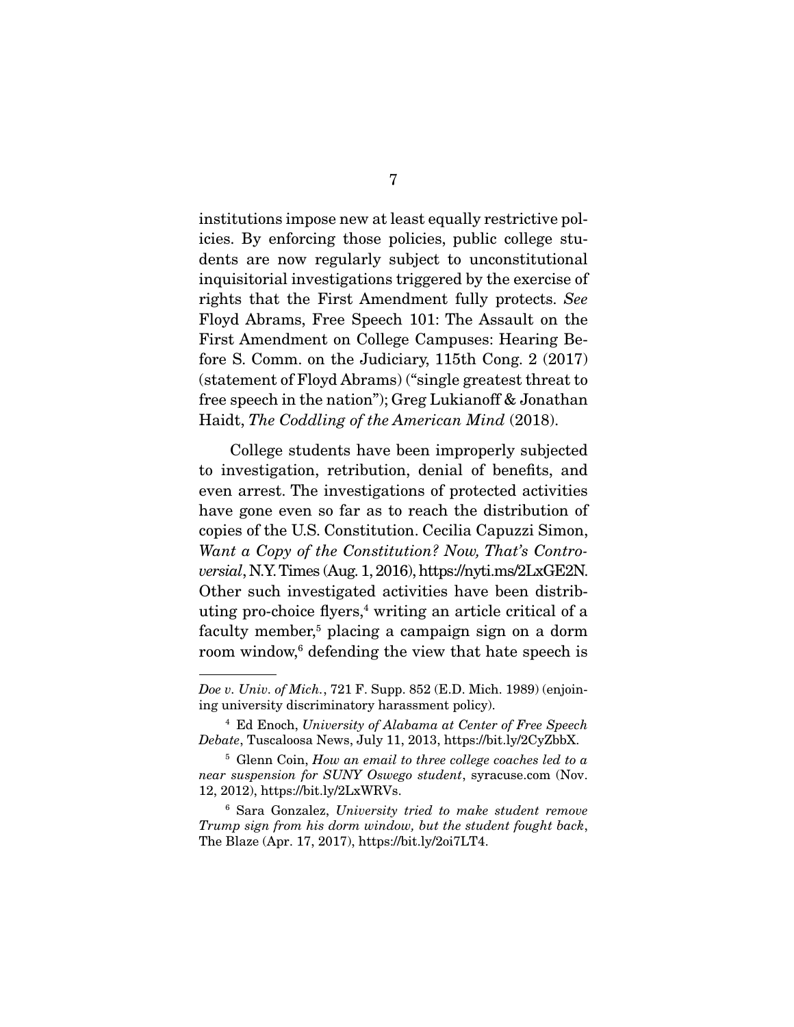institutions impose new at least equally restrictive policies. By enforcing those policies, public college students are now regularly subject to unconstitutional inquisitorial investigations triggered by the exercise of rights that the First Amendment fully protects. *See* Floyd Abrams, Free Speech 101: The Assault on the First Amendment on College Campuses: Hearing Before S. Comm. on the Judiciary, 115th Cong. 2 (2017) (statement of Floyd Abrams) ("single greatest threat to free speech in the nation"); Greg Lukianoff & Jonathan Haidt, *The Coddling of the American Mind* (2018).

College students have been improperly subjected to investigation, retribution, denial of benefits, and even arrest. The investigations of protected activities have gone even so far as to reach the distribution of copies of the U.S. Constitution. Cecilia Capuzzi Simon, *Want a Copy of the Constitution? Now, That's Controversial*, N.Y. Times (Aug. 1, 2016), https://nyti.ms/2LxGE2N. Other such investigated activities have been distributing pro-choice flyers,[4] writing an article critical of a faculty member,[5] placing a campaign sign on a dorm room window,[6] defending the view that hate speech is

---

*Doe v. Univ. of Mich.*, 721 F. Supp. 852 (E.D. Mich. 1989) (enjoining university discriminatory harassment policy).

[4] Ed Enoch, *University of Alabama at Center of Free Speech Debate*, Tuscaloosa News, July 11, 2013, https://bit.ly/2CyZbbX.

[5] Glenn Coin, *How an email to three college coaches led to a near suspension for SUNY Oswego student*, syracuse.com (Nov. 12, 2012), https://bit.ly/2LxWRVs.

[6] Sara Gonzalez, *University tried to make student remove Trump sign from his dorm window, but the student fought back*, The Blaze (Apr. 17, 2017), https://bit.ly/2oi7LT4.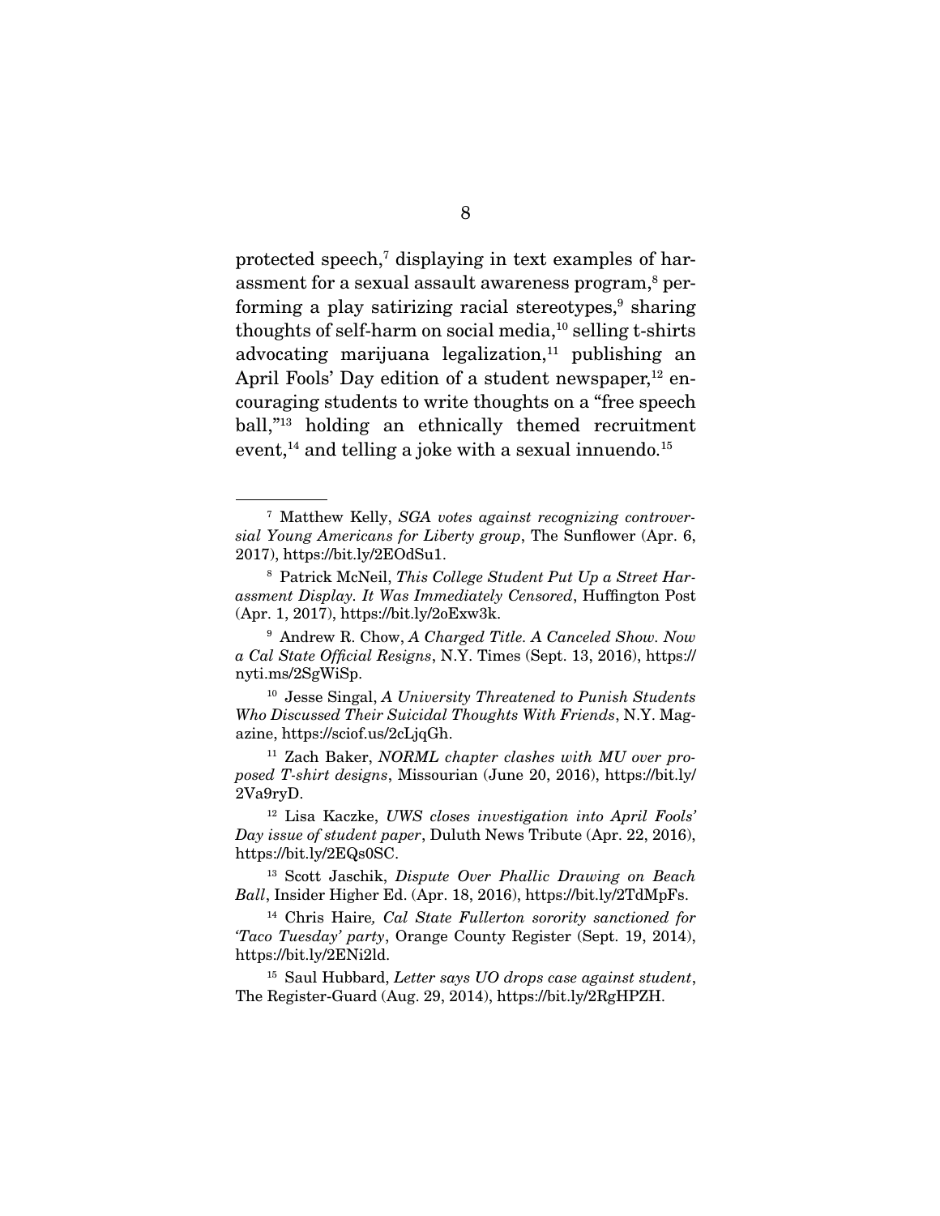protected speech,[7] displaying in text examples of harassment for a sexual assault awareness program,[8] performing a play satirizing racial stereotypes,[9] sharing thoughts of self-harm on social media,[10] selling t-shirts advocating marijuana legalization,[11] publishing an April Fools' Day edition of a student newspaper,[12] encouraging students to write thoughts on a "free speech ball,"[13] holding an ethnically themed recruitment event,[14] and telling a joke with a sexual innuendo.[15]

---

[7] Matthew Kelly, *SGA votes against recognizing controversial Young Americans for Liberty group*, The Sunflower (Apr. 6, 2017), https://bit.ly/2EOdSu1.

[8] Patrick McNeil, *This College Student Put Up a Street Harassment Display. It Was Immediately Censored*, Huffington Post (Apr. 1, 2017), https://bit.ly/2oExw3k.

[9] Andrew R. Chow, *A Charged Title. A Canceled Show. Now a Cal State Official Resigns*, N.Y. Times (Sept. 13, 2016), https://nyti.ms/2SgWiSp.

[10] Jesse Singal, *A University Threatened to Punish Students Who Discussed Their Suicidal Thoughts With Friends*, N.Y. Magazine, https://sciof.us/2cLjqGh.

[11] Zach Baker, *NORML chapter clashes with MU over proposed T-shirt designs*, Missourian (June 20, 2016), https://bit.ly/2Va9ryD.

[12] Lisa Kaczke, *UWS closes investigation into April Fools' Day issue of student paper*, Duluth News Tribute (Apr. 22, 2016), https://bit.ly/2EQs0SC.

[13] Scott Jaschik, *Dispute Over Phallic Drawing on Beach Ball*, Insider Higher Ed. (Apr. 18, 2016), https://bit.ly/2TdMpFs.

[14] Chris Haire*, Cal State Fullerton sorority sanctioned for 'Taco Tuesday' party*, Orange County Register (Sept. 19, 2014), https://bit.ly/2ENi2ld.

[15] Saul Hubbard, *Letter says UO drops case against student*, The Register-Guard (Aug. 29, 2014), https://bit.ly/2RgHPZH.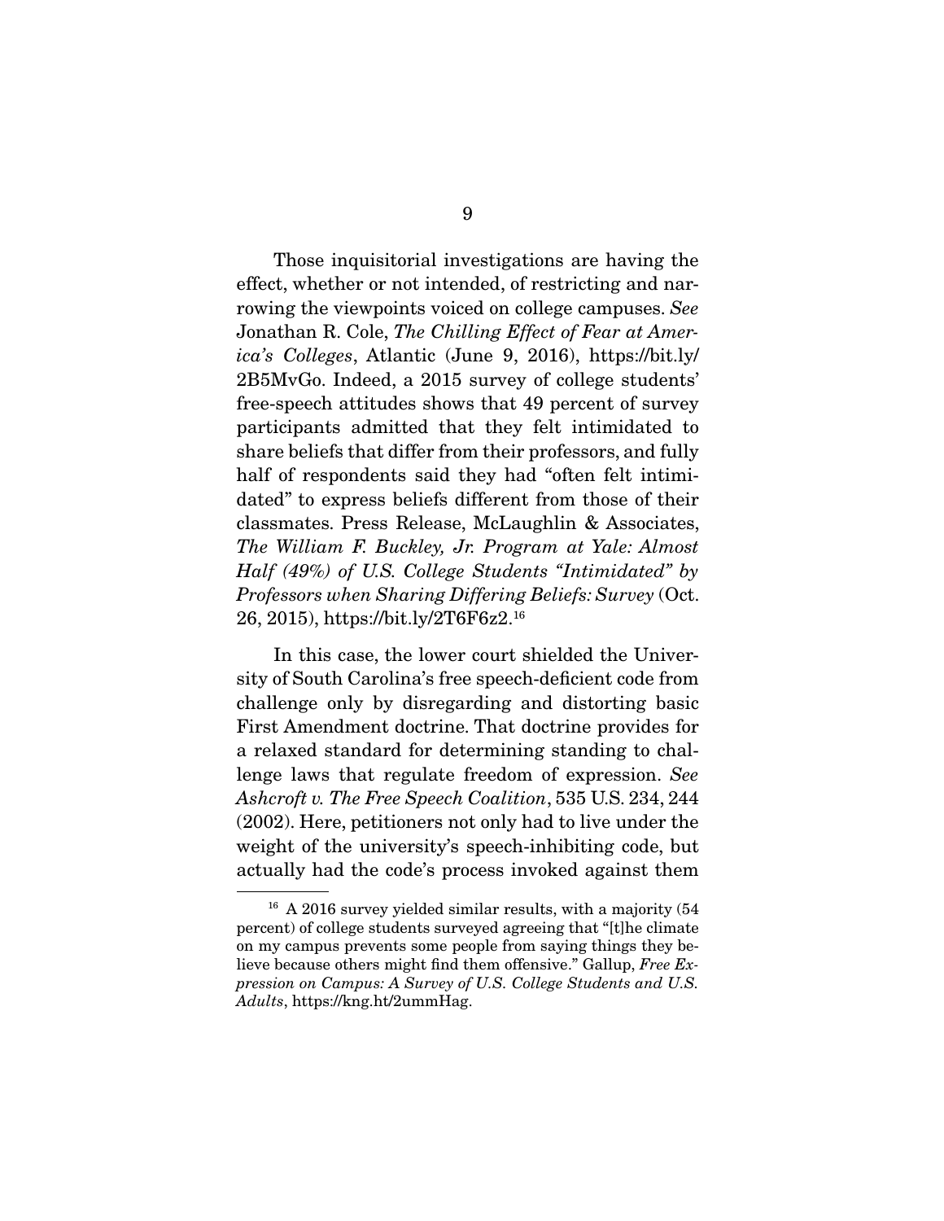Those inquisitorial investigations are having the effect, whether or not intended, of restricting and narrowing the viewpoints voiced on college campuses. *See* Jonathan R. Cole, *The Chilling Effect of Fear at America's Colleges*, Atlantic (June 9, 2016), https://bit.ly/2B5MvGo. Indeed, a 2015 survey of college students' free-speech attitudes shows that 49 percent of survey participants admitted that they felt intimidated to share beliefs that differ from their professors, and fully half of respondents said they had "often felt intimidated" to express beliefs different from those of their classmates. Press Release, McLaughlin & Associates, *The William F. Buckley, Jr. Program at Yale: Almost Half (49%) of U.S. College Students "Intimidated" by Professors when Sharing Differing Beliefs: Survey* (Oct. 26, 2015), https://bit.ly/2T6F6z2.[16]

In this case, the lower court shielded the University of South Carolina's free speech-deficient code from challenge only by disregarding and distorting basic First Amendment doctrine. That doctrine provides for a relaxed standard for determining standing to challenge laws that regulate freedom of expression. *See Ashcroft v. The Free Speech Coalition*, 535 U.S. 234, 244 (2002). Here, petitioners not only had to live under the weight of the university's speech-inhibiting code, but actually had the code's process invoked against them

---

[16] A 2016 survey yielded similar results, with a majority (54 percent) of college students surveyed agreeing that "[t]he climate on my campus prevents some people from saying things they believe because others might find them offensive." Gallup, *Free Expression on Campus: A Survey of U.S. College Students and U.S. Adults*, https://kng.ht/2ummHag.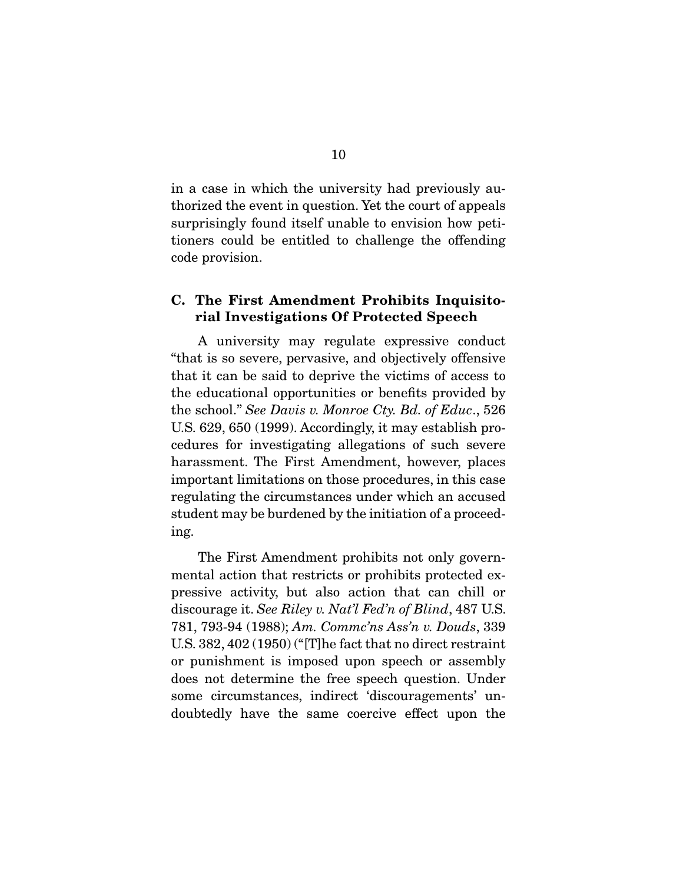in a case in which the university had previously authorized the event in question. Yet the court of appeals surprisingly found itself unable to envision how petitioners could be entitled to challenge the offending code provision.

### C. The First Amendment Prohibits Inquisitorial Investigations Of Protected Speech

A university may regulate expressive conduct "that is so severe, pervasive, and objectively offensive that it can be said to deprive the victims of access to the educational opportunities or benefits provided by the school." *See Davis v. Monroe Cty. Bd. of Educ.*, 526 U.S. 629, 650 (1999). Accordingly, it may establish procedures for investigating allegations of such severe harassment. The First Amendment, however, places important limitations on those procedures, in this case regulating the circumstances under which an accused student may be burdened by the initiation of a proceeding.

The First Amendment prohibits not only governmental action that restricts or prohibits protected expressive activity, but also action that can chill or discourage it. *See Riley v. Nat'l Fed'n of Blind*, 487 U.S. 781, 793-94 (1988); *Am. Commc'ns Ass'n v. Douds*, 339 U.S. 382, 402 (1950) ("[T]he fact that no direct restraint or punishment is imposed upon speech or assembly does not determine the free speech question. Under some circumstances, indirect 'discouragements' undoubtedly have the same coercive effect upon the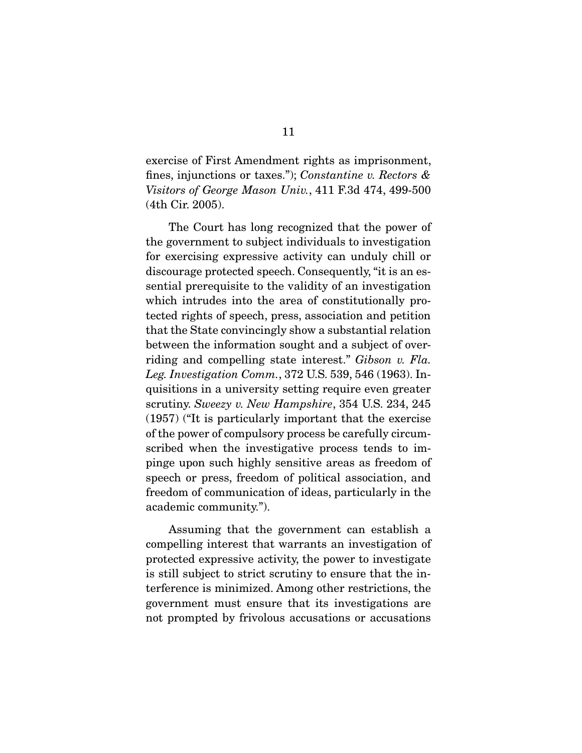exercise of First Amendment rights as imprisonment, fines, injunctions or taxes."); *Constantine v. Rectors & Visitors of George Mason Univ.*, 411 F.3d 474, 499-500 (4th Cir. 2005).

The Court has long recognized that the power of the government to subject individuals to investigation for exercising expressive activity can unduly chill or discourage protected speech. Consequently, "it is an essential prerequisite to the validity of an investigation which intrudes into the area of constitutionally protected rights of speech, press, association and petition that the State convincingly show a substantial relation between the information sought and a subject of overriding and compelling state interest." *Gibson v. Fla. Leg. Investigation Comm.*, 372 U.S. 539, 546 (1963). Inquisitions in a university setting require even greater scrutiny. *Sweezy v. New Hampshire*, 354 U.S. 234, 245 (1957) ("It is particularly important that the exercise of the power of compulsory process be carefully circumscribed when the investigative process tends to impinge upon such highly sensitive areas as freedom of speech or press, freedom of political association, and freedom of communication of ideas, particularly in the academic community.").

Assuming that the government can establish a compelling interest that warrants an investigation of protected expressive activity, the power to investigate is still subject to strict scrutiny to ensure that the interference is minimized. Among other restrictions, the government must ensure that its investigations are not prompted by frivolous accusations or accusations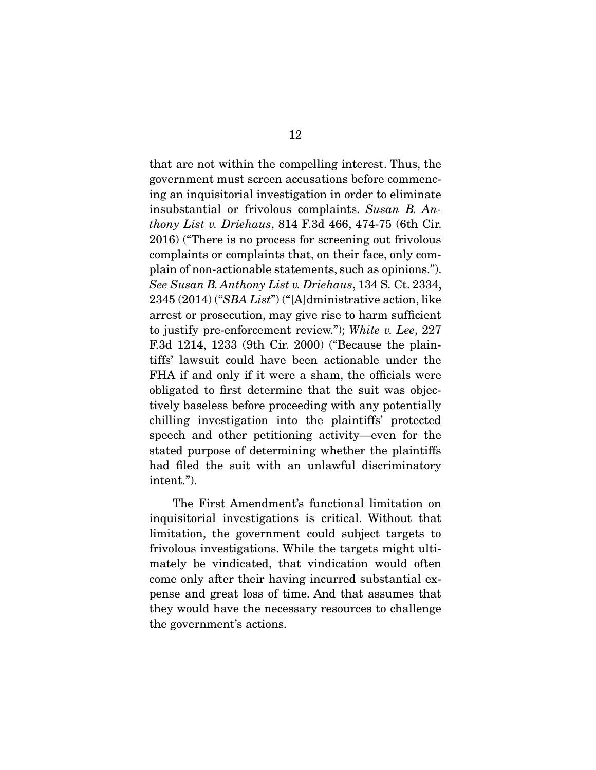that are not within the compelling interest. Thus, the government must screen accusations before commencing an inquisitorial investigation in order to eliminate insubstantial or frivolous complaints. *Susan B. Anthony List v. Driehaus*, 814 F.3d 466, 474-75 (6th Cir. 2016) ("There is no process for screening out frivolous complaints or complaints that, on their face, only complain of non-actionable statements, such as opinions."). *See Susan B. Anthony List v. Driehaus*, 134 S. Ct. 2334, 2345 (2014) ("*SBA List*") ("[A]dministrative action, like arrest or prosecution, may give rise to harm sufficient to justify pre-enforcement review."); *White v. Lee*, 227 F.3d 1214, 1233 (9th Cir. 2000) ("Because the plaintiffs' lawsuit could have been actionable under the FHA if and only if it were a sham, the officials were obligated to first determine that the suit was objectively baseless before proceeding with any potentially chilling investigation into the plaintiffs' protected speech and other petitioning activity—even for the stated purpose of determining whether the plaintiffs had filed the suit with an unlawful discriminatory intent.").

The First Amendment's functional limitation on inquisitorial investigations is critical. Without that limitation, the government could subject targets to frivolous investigations. While the targets might ultimately be vindicated, that vindication would often come only after their having incurred substantial expense and great loss of time. And that assumes that they would have the necessary resources to challenge the government's actions.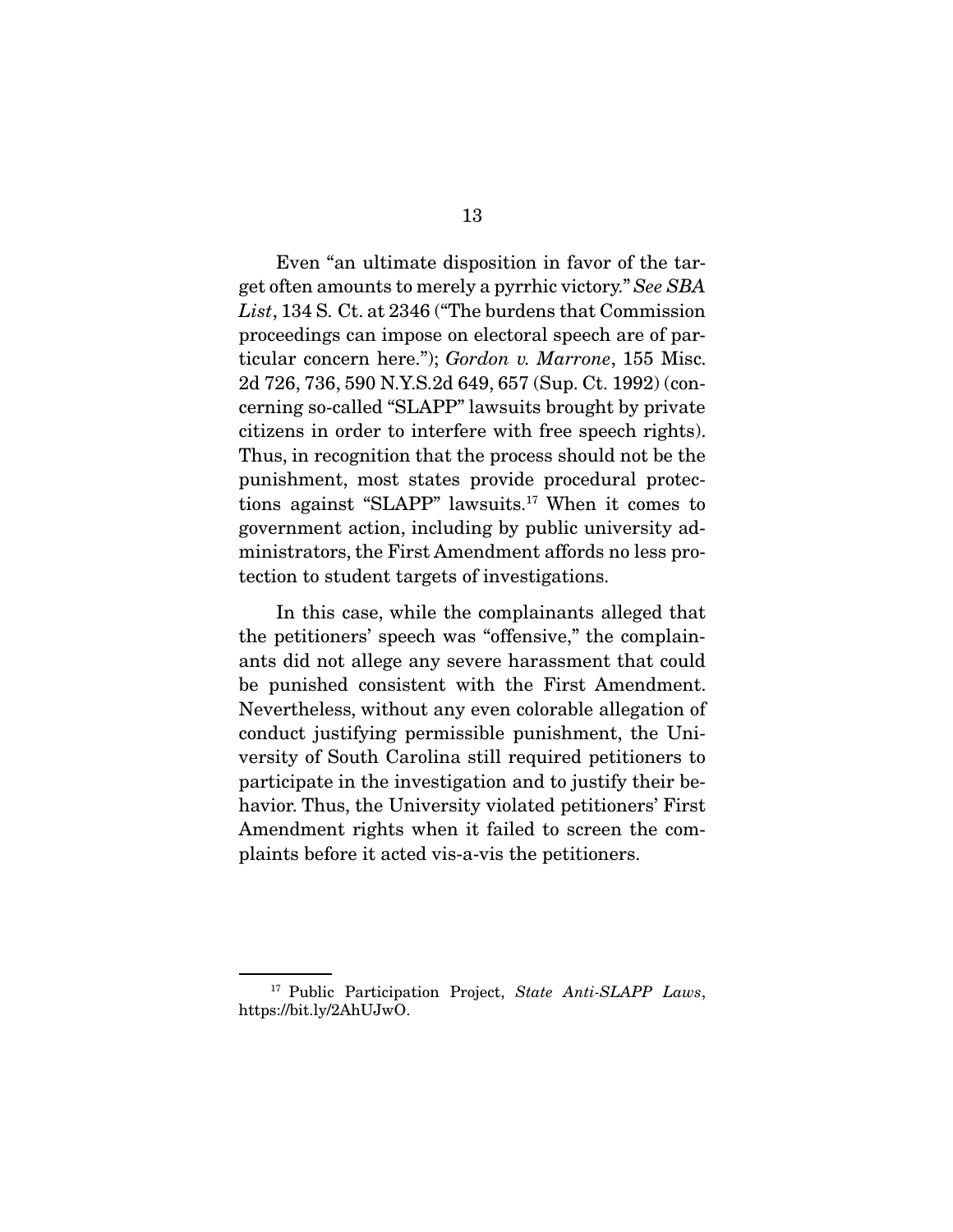Even "an ultimate disposition in favor of the target often amounts to merely a pyrrhic victory." *See SBA List*, 134 S. Ct. at 2346 ("The burdens that Commission proceedings can impose on electoral speech are of particular concern here."); *Gordon v. Marrone*, 155 Misc. 2d 726, 736, 590 N.Y.S.2d 649, 657 (Sup. Ct. 1992) (concerning so-called "SLAPP" lawsuits brought by private citizens in order to interfere with free speech rights). Thus, in recognition that the process should not be the punishment, most states provide procedural protections against "SLAPP" lawsuits.[17] When it comes to government action, including by public university administrators, the First Amendment affords no less protection to student targets of investigations.

In this case, while the complainants alleged that the petitioners' speech was "offensive," the complainants did not allege any severe harassment that could be punished consistent with the First Amendment. Nevertheless, without any even colorable allegation of conduct justifying permissible punishment, the University of South Carolina still required petitioners to participate in the investigation and to justify their behavior. Thus, the University violated petitioners' First Amendment rights when it failed to screen the complaints before it acted vis-a-vis the petitioners.

---

[17] Public Participation Project, *State Anti-SLAPP Laws*, https://bit.ly/2AhUJwO.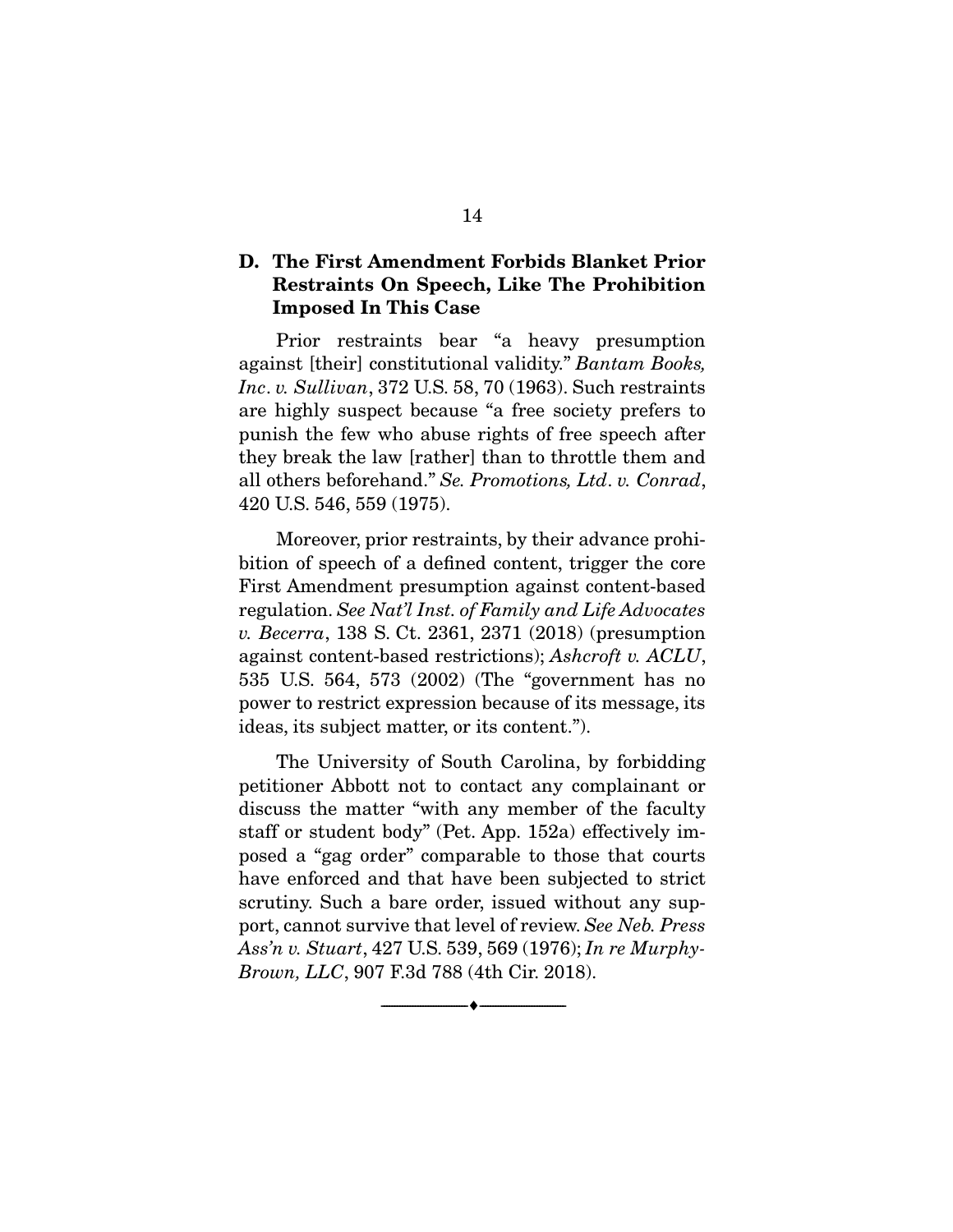### D. The First Amendment Forbids Blanket Prior Restraints On Speech, Like The Prohibition Imposed In This Case

Prior restraints bear "a heavy presumption against [their] constitutional validity." *Bantam Books, Inc. v. Sullivan*, 372 U.S. 58, 70 (1963). Such restraints are highly suspect because "a free society prefers to punish the few who abuse rights of free speech after they break the law [rather] than to throttle them and all others beforehand." *Se. Promotions, Ltd. v. Conrad*, 420 U.S. 546, 559 (1975).

Moreover, prior restraints, by their advance prohibition of speech of a defined content, trigger the core First Amendment presumption against content-based regulation. *See Nat'l Inst. of Family and Life Advocates v. Becerra*, 138 S. Ct. 2361, 2371 (2018) (presumption against content-based restrictions); *Ashcroft v. ACLU*, 535 U.S. 564, 573 (2002) (The "government has no power to restrict expression because of its message, its ideas, its subject matter, or its content.").

The University of South Carolina, by forbidding petitioner Abbott not to contact any complainant or discuss the matter "with any member of the faculty staff or student body" (Pet. App. 152a) effectively imposed a "gag order" comparable to those that courts have enforced and that have been subjected to strict scrutiny. Such a bare order, issued without any support, cannot survive that level of review. *See Neb. Press Ass'n v. Stuart*, 427 U.S. 539, 569 (1976); *In re Murphy-Brown, LLC*, 907 F.3d 788 (4th Cir. 2018).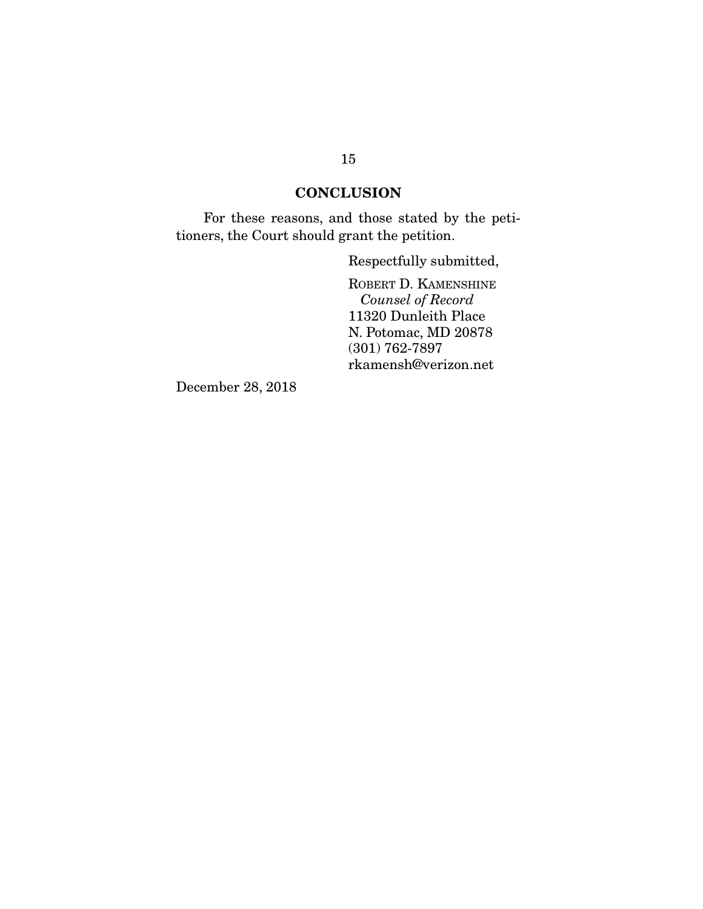## CONCLUSION

For these reasons, and those stated by the petitioners, the Court should grant the petition.

Respectfully submitted,

ROBERT D. KAMENSHINE
*Counsel of Record*
11320 Dunleith Place
N. Potomac, MD 20878
(301) 762-7897
rkamensh@verizon.net

December 28, 2018